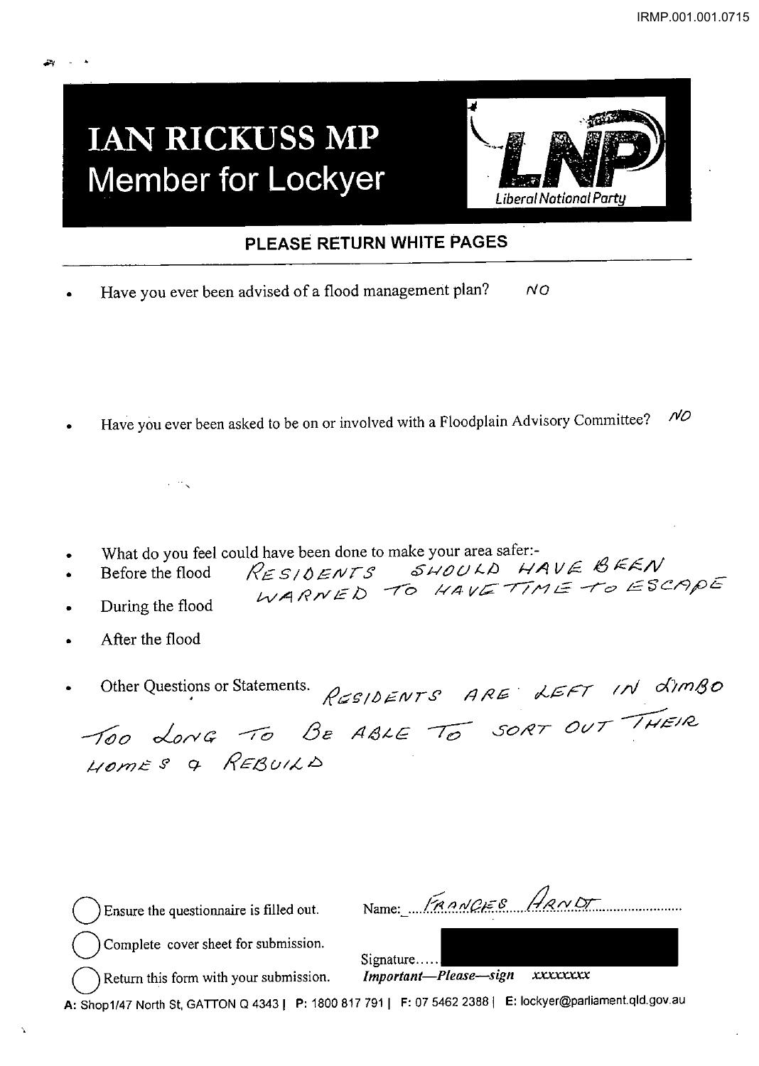# IAN RICKUSS MP
## Member for Lockyer

LNP Liberal National Party

**PLEASE RETURN WHITE PAGES**

- Have you ever been advised of a flood management plan? NO

- Have you ever been asked to be on or involved with a Floodplain Advisory Committee? NO

- What do you feel could have been done to make your area safer:-
- Before the flood RESIDENTS SHOULD HAVE BEEN WARNED TO HAVE TIME TO ESCAPE
- During the flood
- After the flood

- Other Questions or Statements. RESIDENTS ARE LEFT IN LIMBO TOO LONG TO BE ABLE TO SORT OUT THEIR HOMES & REBUILD

◯ Ensure the questionnaire is filled out.

◯ Complete cover sheet for submission.

◯ Return this form with your submission.

Name: FRANCES ARNDT

Signature.....

*Important—Please—sign* xxxxxxxx

**A:** Shop1/47 North St, GATTON Q 4343 | **P:** 1800 817 791 | **F:** 07 5462 2388 | **E:** lockyer@parliament.qld.gov.au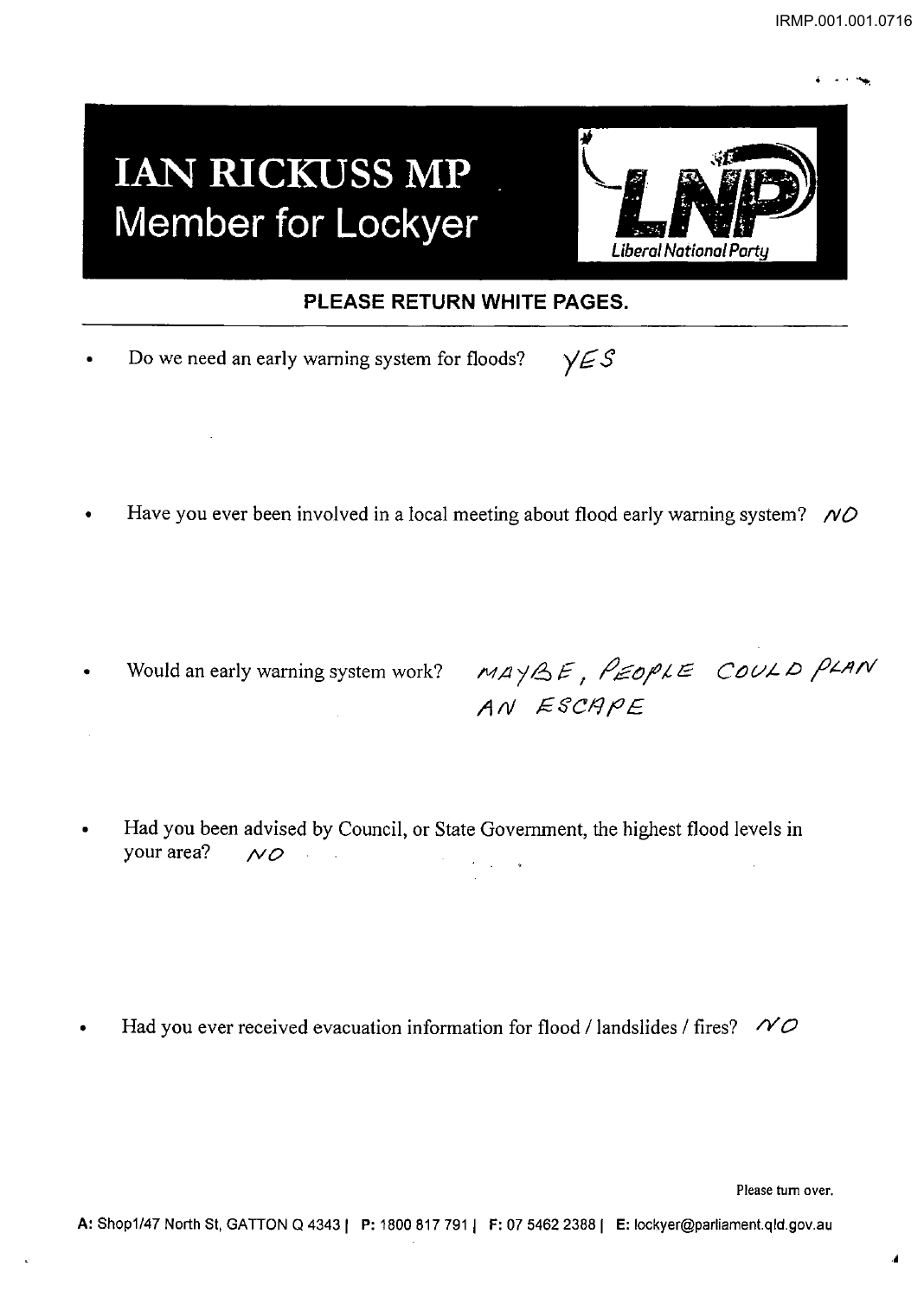# IAN RICKUSS MP
## Member for Lockyer

LNP Liberal National Party

**PLEASE RETURN WHITE PAGES.**

- Do we need an early warning system for floods? YES

- Have you ever been involved in a local meeting about flood early warning system? NO

- Would an early warning system work? MAYBE, PEOPLE COULD PLAN AN ESCAPE

- Had you been advised by Council, or State Government, the highest flood levels in your area? NO

- Had you ever received evacuation information for flood / landslides / fires? NO

Please turn over.

**A:** Shop1/47 North St, GATTON Q 4343 | **P:** 1800 817 791 | **F:** 07 5462 2388 | **E:** lockyer@parliament.qld.gov.au